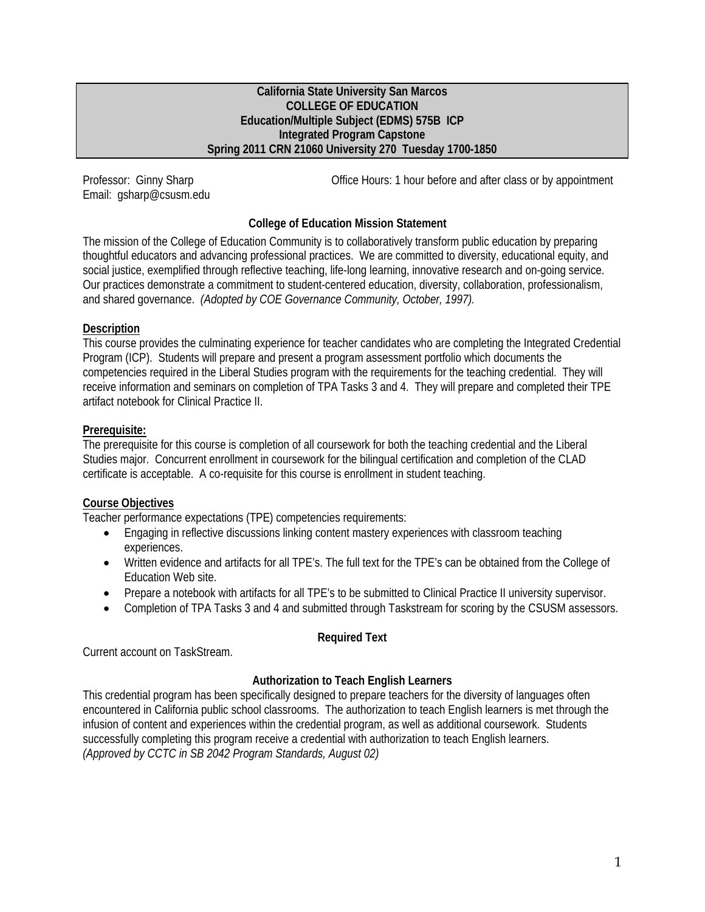**California State University San Marcos**
**COLLEGE OF EDUCATION**
**Education/Multiple Subject (EDMS) 575B ICP**
**Integrated Program Capstone**
**Spring 2011 CRN 21060 University 270 Tuesday 1700-1850**

Professor: Ginny Sharp
Email: gsharp@csusm.edu

Office Hours: 1 hour before and after class or by appointment

## College of Education Mission Statement

The mission of the College of Education Community is to collaboratively transform public education by preparing thoughtful educators and advancing professional practices. We are committed to diversity, educational equity, and social justice, exemplified through reflective teaching, life-long learning, innovative research and on-going service. Our practices demonstrate a commitment to student-centered education, diversity, collaboration, professionalism, and shared governance. *(Adopted by COE Governance Community, October, 1997).*

### Description

This course provides the culminating experience for teacher candidates who are completing the Integrated Credential Program (ICP). Students will prepare and present a program assessment portfolio which documents the competencies required in the Liberal Studies program with the requirements for the teaching credential. They will receive information and seminars on completion of TPA Tasks 3 and 4. They will prepare and completed their TPE artifact notebook for Clinical Practice II.

### Prerequisite:

The prerequisite for this course is completion of all coursework for both the teaching credential and the Liberal Studies major. Concurrent enrollment in coursework for the bilingual certification and completion of the CLAD certificate is acceptable. A co-requisite for this course is enrollment in student teaching.

### Course Objectives

Teacher performance expectations (TPE) competencies requirements:

- Engaging in reflective discussions linking content mastery experiences with classroom teaching experiences.
- Written evidence and artifacts for all TPE's. The full text for the TPE's can be obtained from the College of Education Web site.
- Prepare a notebook with artifacts for all TPE's to be submitted to Clinical Practice II university supervisor.
- Completion of TPA Tasks 3 and 4 and submitted through Taskstream for scoring by the CSUSM assessors.

## Required Text

Current account on TaskStream.

## Authorization to Teach English Learners

This credential program has been specifically designed to prepare teachers for the diversity of languages often encountered in California public school classrooms. The authorization to teach English learners is met through the infusion of content and experiences within the credential program, as well as additional coursework. Students successfully completing this program receive a credential with authorization to teach English learners.
*(Approved by CCTC in SB 2042 Program Standards, August 02)*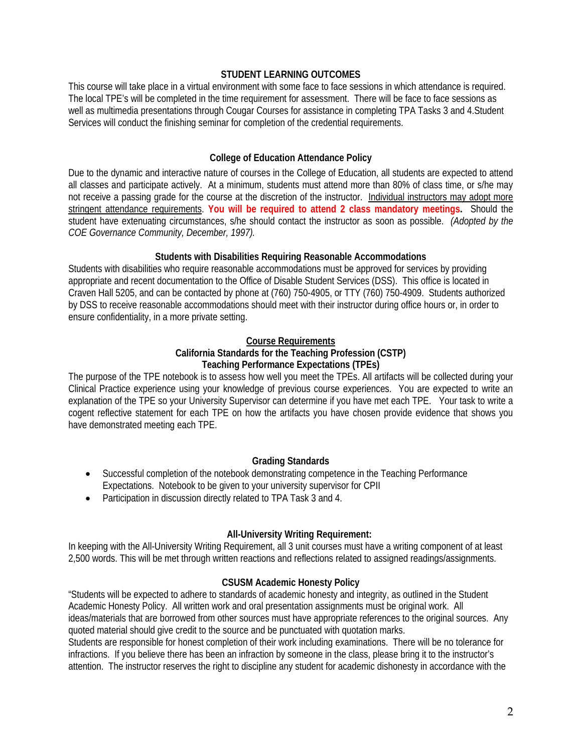## STUDENT LEARNING OUTCOMES

This course will take place in a virtual environment with some face to face sessions in which attendance is required. The local TPE's will be completed in the time requirement for assessment. There will be face to face sessions as well as multimedia presentations through Cougar Courses for assistance in completing TPA Tasks 3 and 4.Student Services will conduct the finishing seminar for completion of the credential requirements.

## College of Education Attendance Policy

Due to the dynamic and interactive nature of courses in the College of Education, all students are expected to attend all classes and participate actively. At a minimum, students must attend more than 80% of class time, or s/he may not receive a passing grade for the course at the discretion of the instructor. Individual instructors may adopt more stringent attendance requirements. **You will be required to attend 2 class mandatory meetings.** Should the student have extenuating circumstances, s/he should contact the instructor as soon as possible. *(Adopted by the COE Governance Community, December, 1997).*

## Students with Disabilities Requiring Reasonable Accommodations

Students with disabilities who require reasonable accommodations must be approved for services by providing appropriate and recent documentation to the Office of Disable Student Services (DSS). This office is located in Craven Hall 5205, and can be contacted by phone at (760) 750-4905, or TTY (760) 750-4909. Students authorized by DSS to receive reasonable accommodations should meet with their instructor during office hours or, in order to ensure confidentiality, in a more private setting.

## Course Requirements

### California Standards for the Teaching Profession (CSTP)
### Teaching Performance Expectations (TPEs)

The purpose of the TPE notebook is to assess how well you meet the TPEs. All artifacts will be collected during your Clinical Practice experience using your knowledge of previous course experiences. You are expected to write an explanation of the TPE so your University Supervisor can determine if you have met each TPE. Your task to write a cogent reflective statement for each TPE on how the artifacts you have chosen provide evidence that shows you have demonstrated meeting each TPE.

## Grading Standards

- Successful completion of the notebook demonstrating competence in the Teaching Performance Expectations. Notebook to be given to your university supervisor for CPII
- Participation in discussion directly related to TPA Task 3 and 4.

## All-University Writing Requirement:

In keeping with the All-University Writing Requirement, all 3 unit courses must have a writing component of at least 2,500 words. This will be met through written reactions and reflections related to assigned readings/assignments.

## CSUSM Academic Honesty Policy

"Students will be expected to adhere to standards of academic honesty and integrity, as outlined in the Student Academic Honesty Policy. All written work and oral presentation assignments must be original work. All ideas/materials that are borrowed from other sources must have appropriate references to the original sources. Any quoted material should give credit to the source and be punctuated with quotation marks.

Students are responsible for honest completion of their work including examinations. There will be no tolerance for infractions. If you believe there has been an infraction by someone in the class, please bring it to the instructor's attention. The instructor reserves the right to discipline any student for academic dishonesty in accordance with the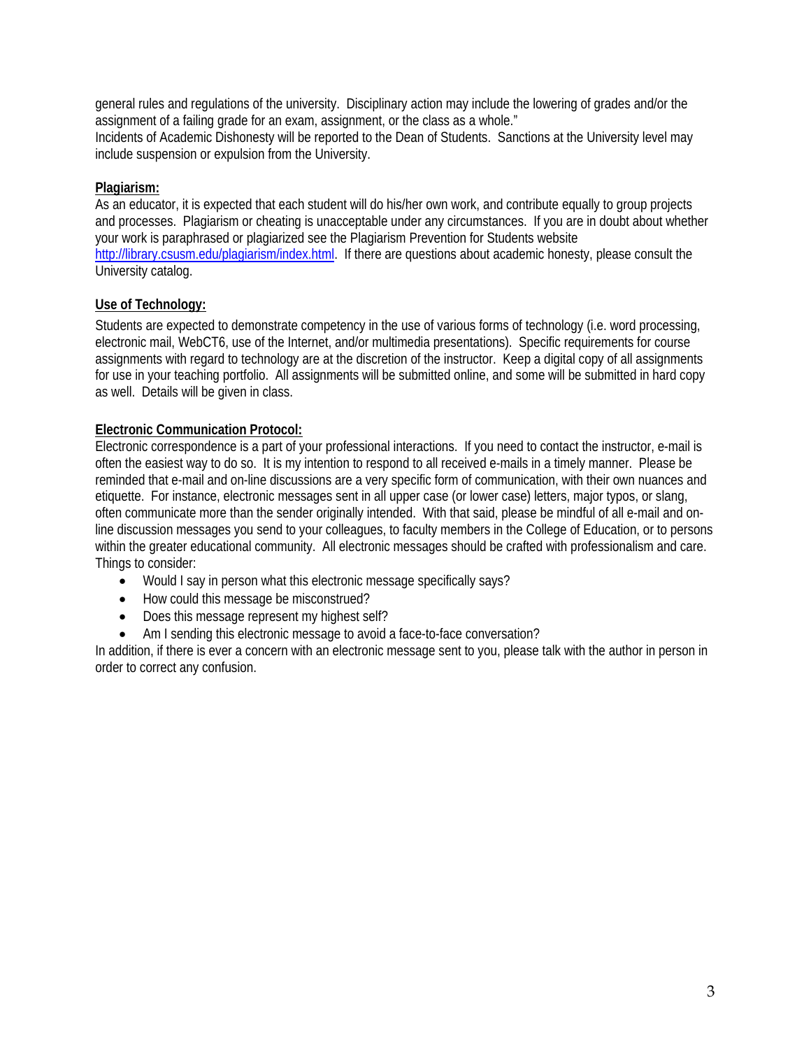general rules and regulations of the university. Disciplinary action may include the lowering of grades and/or the assignment of a failing grade for an exam, assignment, or the class as a whole."
Incidents of Academic Dishonesty will be reported to the Dean of Students. Sanctions at the University level may include suspension or expulsion from the University.

**Plagiarism:**
As an educator, it is expected that each student will do his/her own work, and contribute equally to group projects and processes. Plagiarism or cheating is unacceptable under any circumstances. If you are in doubt about whether your work is paraphrased or plagiarized see the Plagiarism Prevention for Students website http://library.csusm.edu/plagiarism/index.html. If there are questions about academic honesty, please consult the University catalog.

**Use of Technology:**

Students are expected to demonstrate competency in the use of various forms of technology (i.e. word processing, electronic mail, WebCT6, use of the Internet, and/or multimedia presentations). Specific requirements for course assignments with regard to technology are at the discretion of the instructor. Keep a digital copy of all assignments for use in your teaching portfolio. All assignments will be submitted online, and some will be submitted in hard copy as well. Details will be given in class.

**Electronic Communication Protocol:**
Electronic correspondence is a part of your professional interactions. If you need to contact the instructor, e-mail is often the easiest way to do so. It is my intention to respond to all received e-mails in a timely manner. Please be reminded that e-mail and on-line discussions are a very specific form of communication, with their own nuances and etiquette. For instance, electronic messages sent in all upper case (or lower case) letters, major typos, or slang, often communicate more than the sender originally intended. With that said, please be mindful of all e-mail and on-line discussion messages you send to your colleagues, to faculty members in the College of Education, or to persons within the greater educational community. All electronic messages should be crafted with professionalism and care.
Things to consider:

- Would I say in person what this electronic message specifically says?
- How could this message be misconstrued?
- Does this message represent my highest self?
- Am I sending this electronic message to avoid a face-to-face conversation?

In addition, if there is ever a concern with an electronic message sent to you, please talk with the author in person in order to correct any confusion.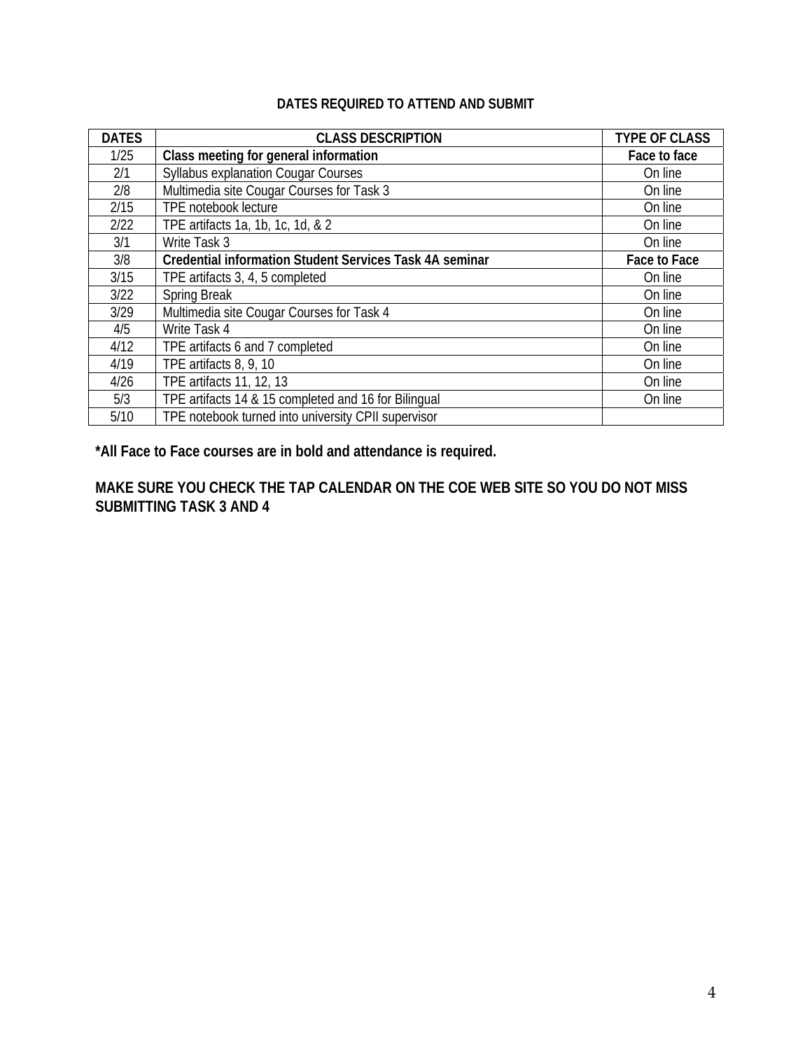**DATES REQUIRED TO ATTEND AND SUBMIT**

| DATES | CLASS DESCRIPTION | TYPE OF CLASS |
|---|---|---|
| 1/25 | **Class meeting for general information** | **Face to face** |
| 2/1 | Syllabus explanation Cougar Courses | On line |
| 2/8 | Multimedia site Cougar Courses for Task 3 | On line |
| 2/15 | TPE notebook lecture | On line |
| 2/22 | TPE artifacts 1a, 1b, 1c, 1d, & 2 | On line |
| 3/1 | Write Task 3 | On line |
| 3/8 | **Credential information Student Services Task 4A seminar** | **Face to Face** |
| 3/15 | TPE artifacts 3, 4, 5 completed | On line |
| 3/22 | Spring Break | On line |
| 3/29 | Multimedia site Cougar Courses for Task 4 | On line |
| 4/5 | Write Task 4 | On line |
| 4/12 | TPE artifacts 6 and 7 completed | On line |
| 4/19 | TPE artifacts 8, 9, 10 | On line |
| 4/26 | TPE artifacts 11, 12, 13 | On line |
| 5/3 | TPE artifacts 14 & 15 completed and 16 for Bilingual | On line |
| 5/10 | TPE notebook turned into university CPII supervisor | |

**\*All Face to Face courses are in bold and attendance is required.**

**MAKE SURE YOU CHECK THE TAP CALENDAR ON THE COE WEB SITE SO YOU DO NOT MISS SUBMITTING TASK 3 AND 4**